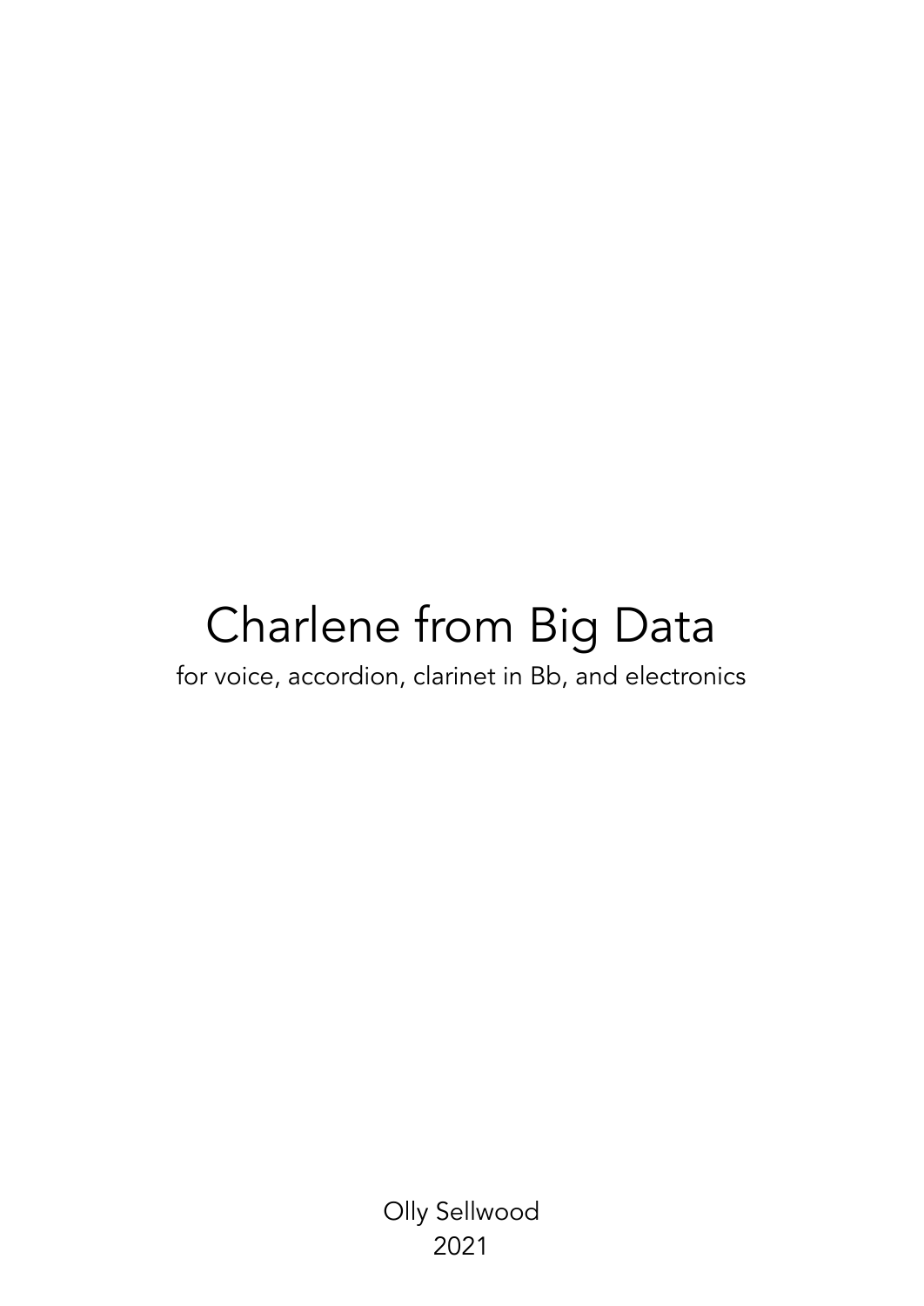# Charlene from Big Data

for voice, accordion, clarinet in Bb, and electronics

Olly Sellwood

2021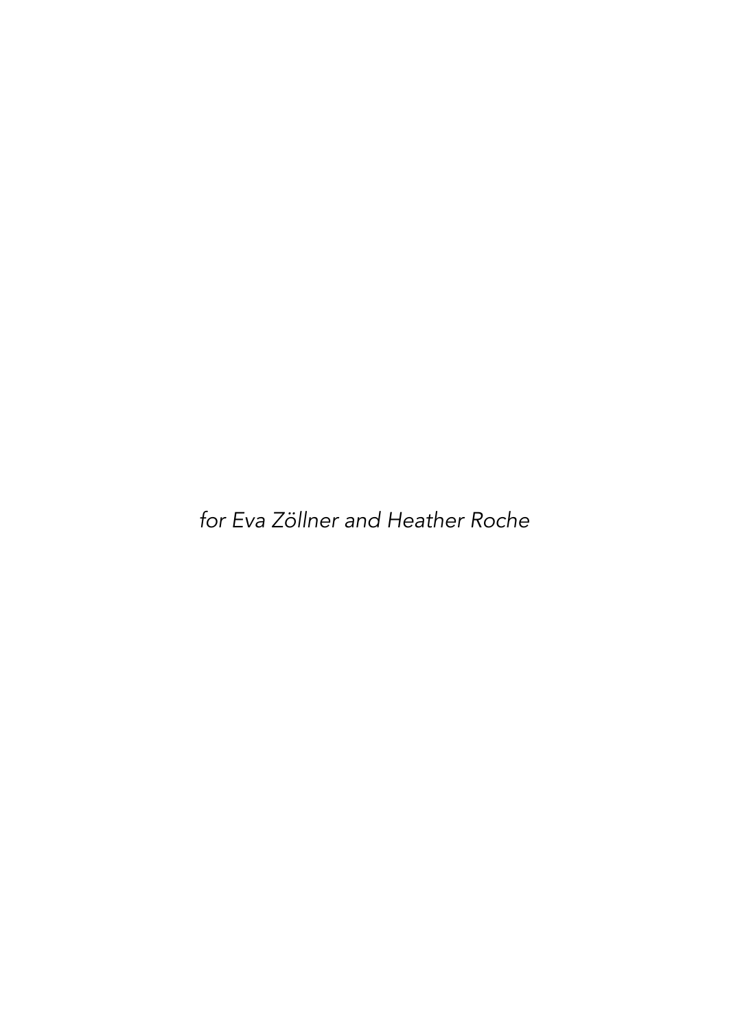*for Eva Zöllner and Heather Roche*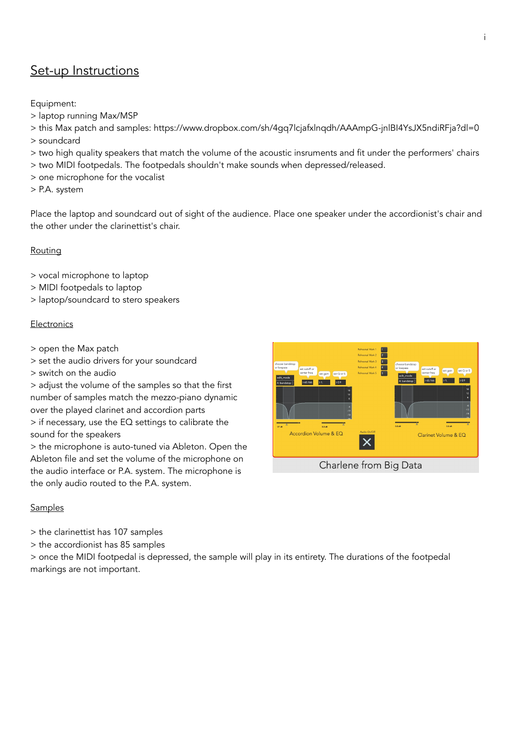## Set-up Instructions

Equipment:

> laptop running Max/MSP
> this Max patch and samples: https://www.dropbox.com/sh/4gq7lcjafxlnqdh/AAAmpG-jnlBI4YsJX5ndiRFja?dl=0
> soundcard
> two high quality speakers that match the volume of the acoustic insruments and fit under the performers' chairs
> two MIDI footpedals. The footpedals shouldn't make sounds when depressed/released.
> one microphone for the vocalist
> P.A. system

Place the laptop and soundcard out of sight of the audience. Place one speaker under the accordionist's chair and the other under the clarinettist's chair.

### Routing

> vocal microphone to laptop
> MIDI footpedals to laptop
> laptop/soundcard to stero speakers

### Electronics

> open the Max patch
> set the audio drivers for your soundcard
> switch on the audio
> adjust the volume of the samples so that the first number of samples match the mezzo-piano dynamic over the played clarinet and accordion parts
> if necessary, use the EQ settings to calibrate the sound for the speakers
> the microphone is auto-tuned via Ableton. Open the Ableton file and set the volume of the microphone on the audio interface or P.A. system. The microphone is the only audio routed to the P.A. system.

Accordion Volume & EQ

Audio On/Off

Clarinet Volume & EQ

Charlene from Big Data

### Samples

> the clarinettist has 107 samples
> the accordionist has 85 samples
> once the MIDI footpedal is depressed, the sample will play in its entirety. The durations of the footpedal markings are not important.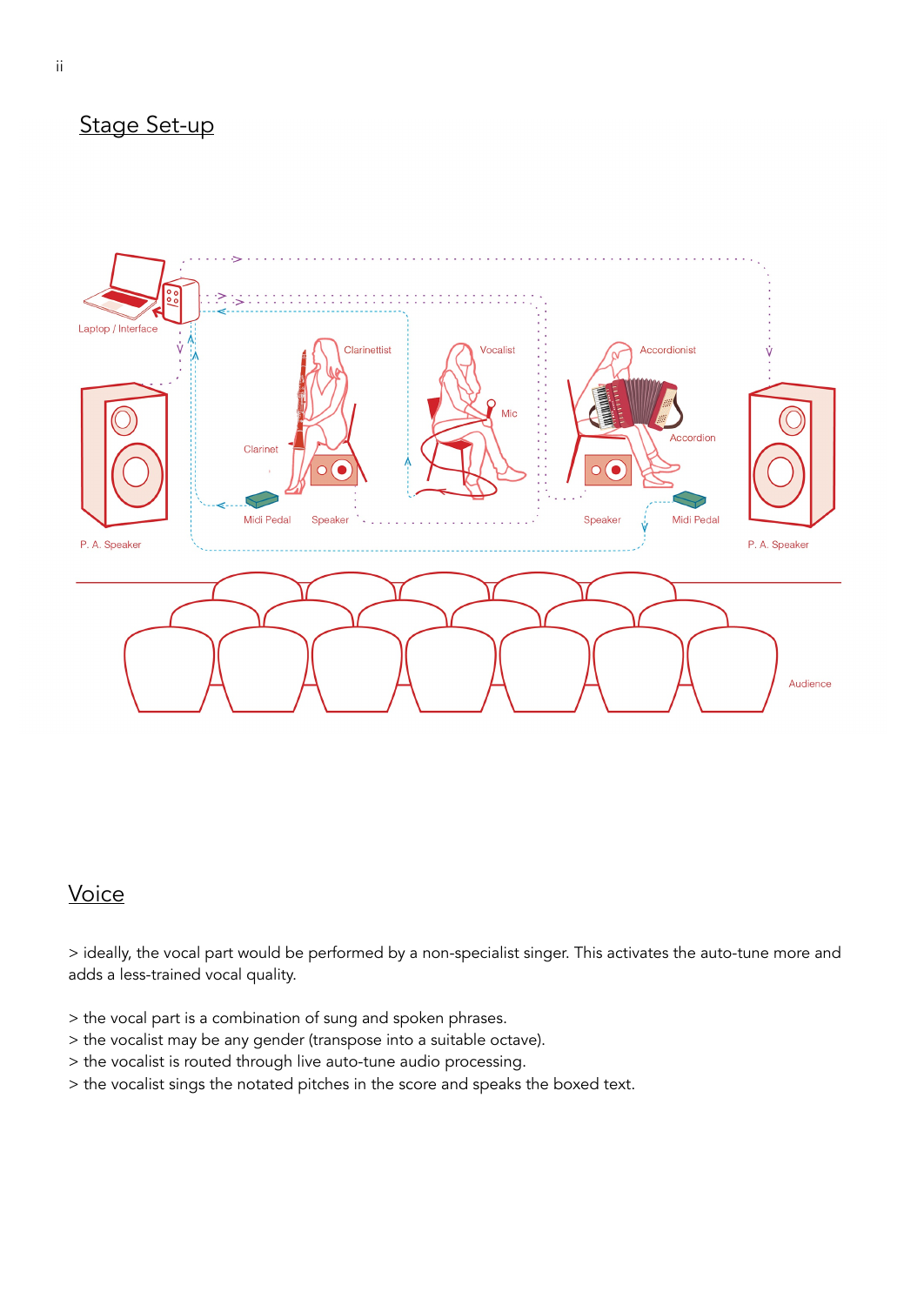## Stage Set-up

Laptop / Interface

Clarinettist

Vocalist

Accordionist

Mic

Accordion

Clarinet

Midi Pedal

Speaker

Speaker

Midi Pedal

P. A. Speaker

P. A. Speaker

Audience

## Voice

> ideally, the vocal part would be performed by a non-specialist singer. This activates the auto-tune more and adds a less-trained vocal quality.

> the vocal part is a combination of sung and spoken phrases.
> the vocalist may be any gender (transpose into a suitable octave).
> the vocalist is routed through live auto-tune audio processing.
> the vocalist sings the notated pitches in the score and speaks the boxed text.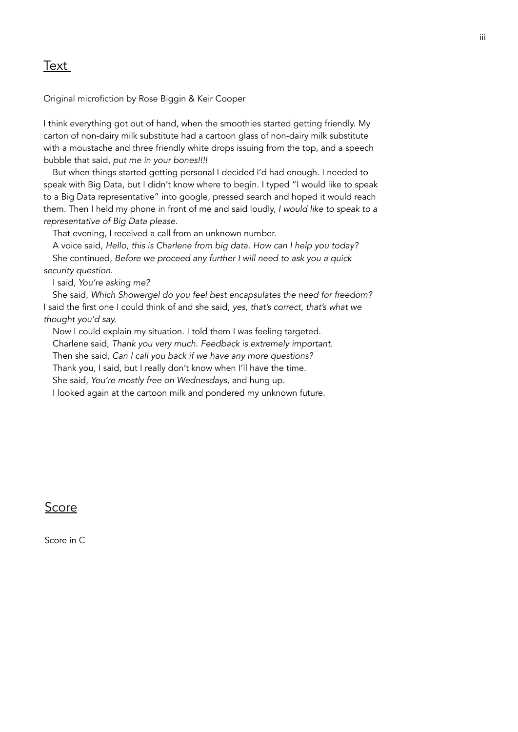## Text

Original microfiction by Rose Biggin & Keir Cooper

I think everything got out of hand, when the smoothies started getting friendly. My carton of non-dairy milk substitute had a cartoon glass of non-dairy milk substitute with a moustache and three friendly white drops issuing from the top, and a speech bubble that said, *put me in your bones!!!!*

But when things started getting personal I decided I'd had enough. I needed to speak with Big Data, but I didn't know where to begin. I typed "I would like to speak to a Big Data representative" into google, pressed search and hoped it would reach them. Then I held my phone in front of me and said loudly, *I would like to speak to a representative of Big Data please.*

That evening, I received a call from an unknown number.

A voice said, *Hello, this is Charlene from big data. How can I help you today?*

She continued, *Before we proceed any further I will need to ask you a quick security question.*

I said, *You're asking me?*

She said, *Which Showergel do you feel best encapsulates the need for freedom?* I said the first one I could think of and she said, *yes, that's correct, that's what we thought you'd say.*

Now I could explain my situation. I told them I was feeling targeted.

Charlene said, *Thank you very much. Feedback is extremely important.*

Then she said, *Can I call you back if we have any more questions?*

Thank you, I said, but I really don't know when I'll have the time.

She said, *You're mostly free on Wednesdays*, and hung up.

I looked again at the cartoon milk and pondered my unknown future.

## Score

Score in C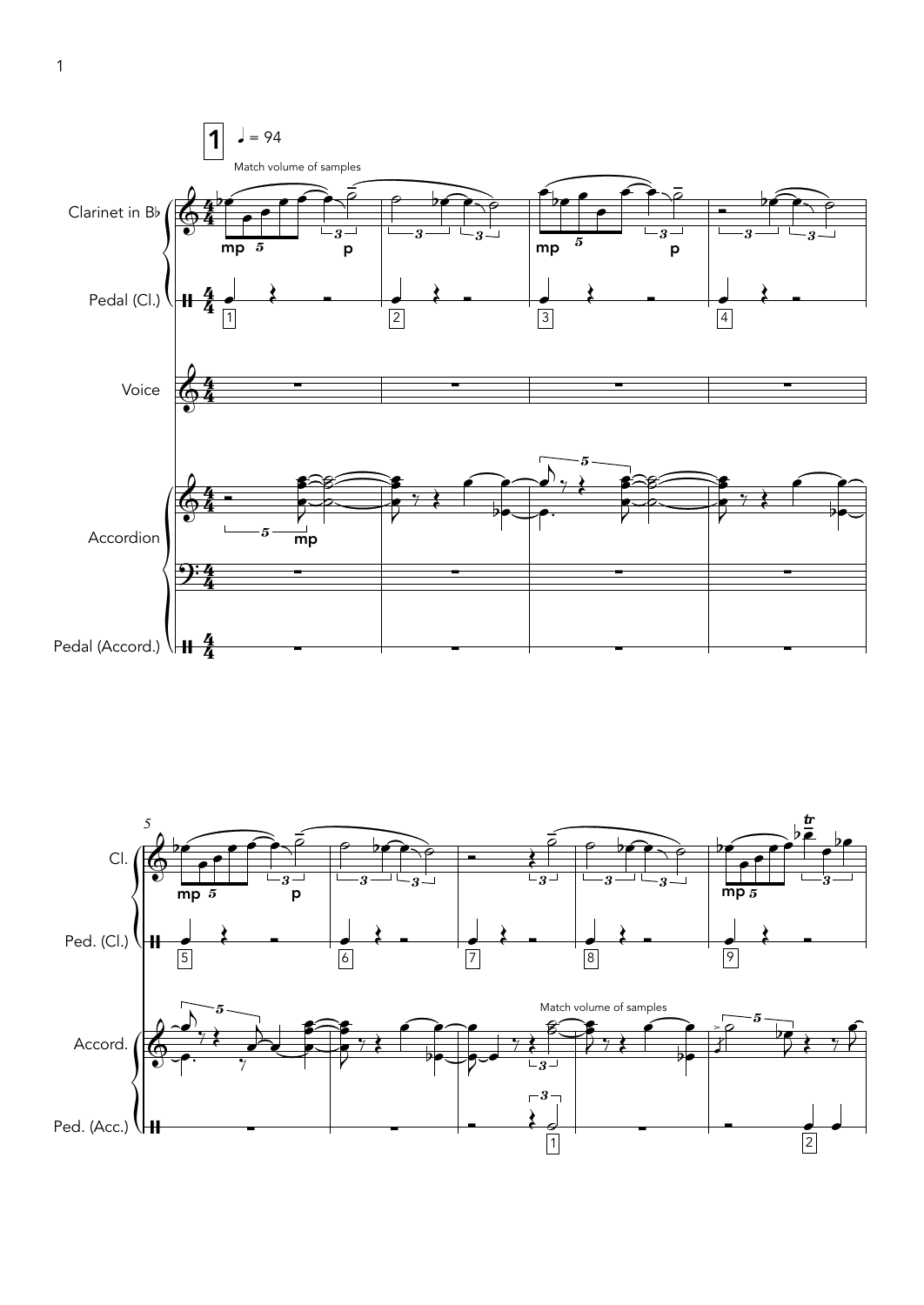**1** ♩ = 94

Match volume of samples

Clarinet in B♭

Pedal (Cl.)

Voice

Accordion

Pedal (Accord.)

Cl.

Ped. (Cl.)

Accord.

Match volume of samples

Ped. (Acc.)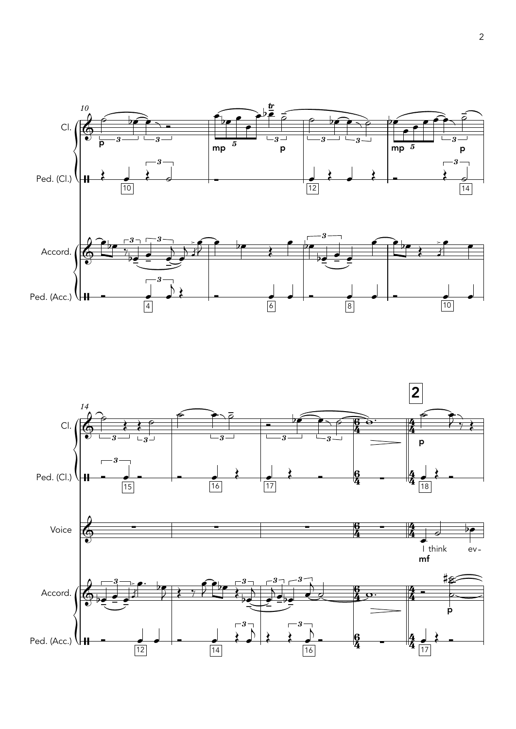Cl.

Ped. (Cl.)

Accord.

Ped. (Acc.)

Voice

I think ev-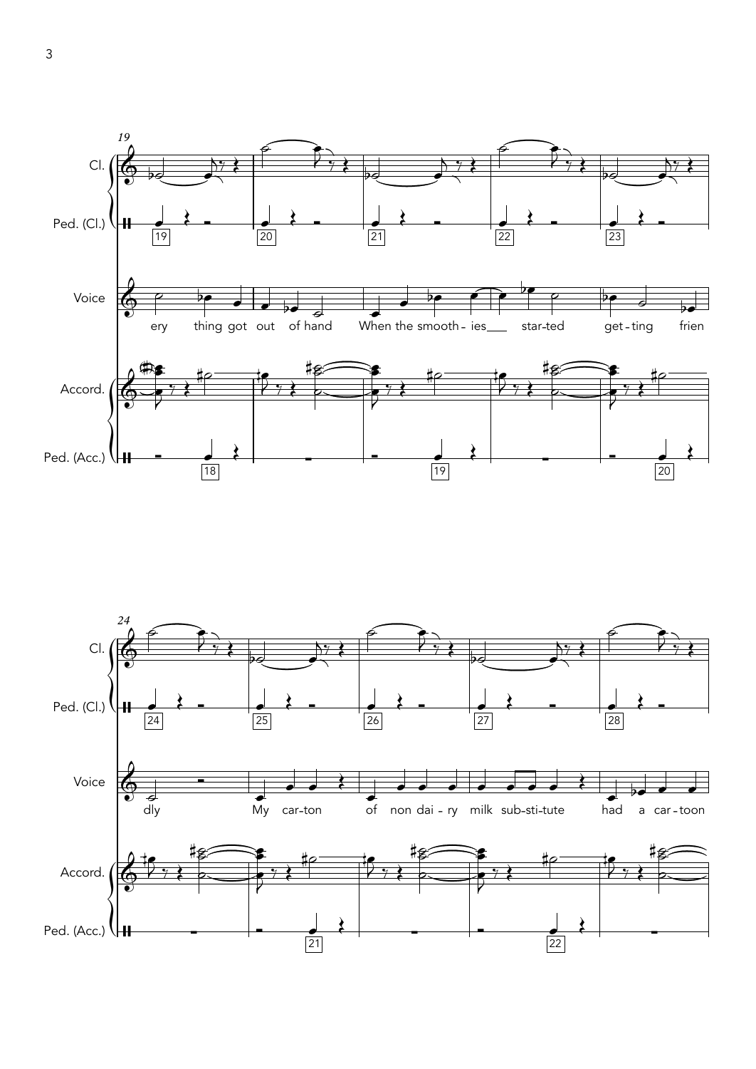19

Cl.

Ped. (Cl.)

Voice

ery thing got out of hand When the smooth - ies ___ star-ted get - ting frien

Accord.

Ped. (Acc.)

24

dly My car-ton of non dai - ry milk sub-sti-tute had a car - toon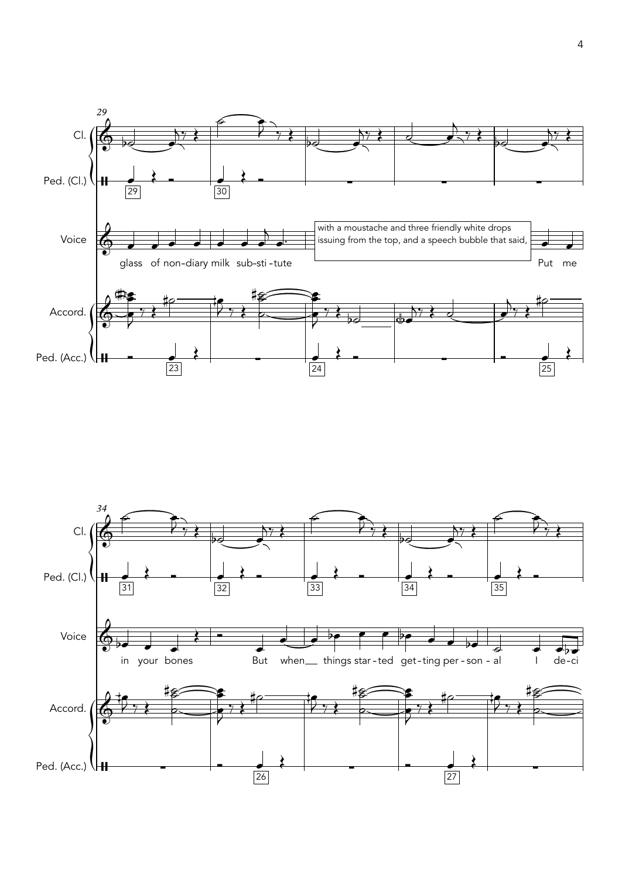29

Cl.

Ped. (Cl.)

Voice

glass of non-diary milk sub-sti-tute

with a moustache and three friendly white drops issuing from the top, and a speech bubble that said,

Put me

Accord.

Ped. (Acc.)

34

Cl.

Ped. (Cl.)

Voice

in your bones

But when__ things star-ted get-ting per-son-al

I de-ci

Accord.

Ped. (Acc.)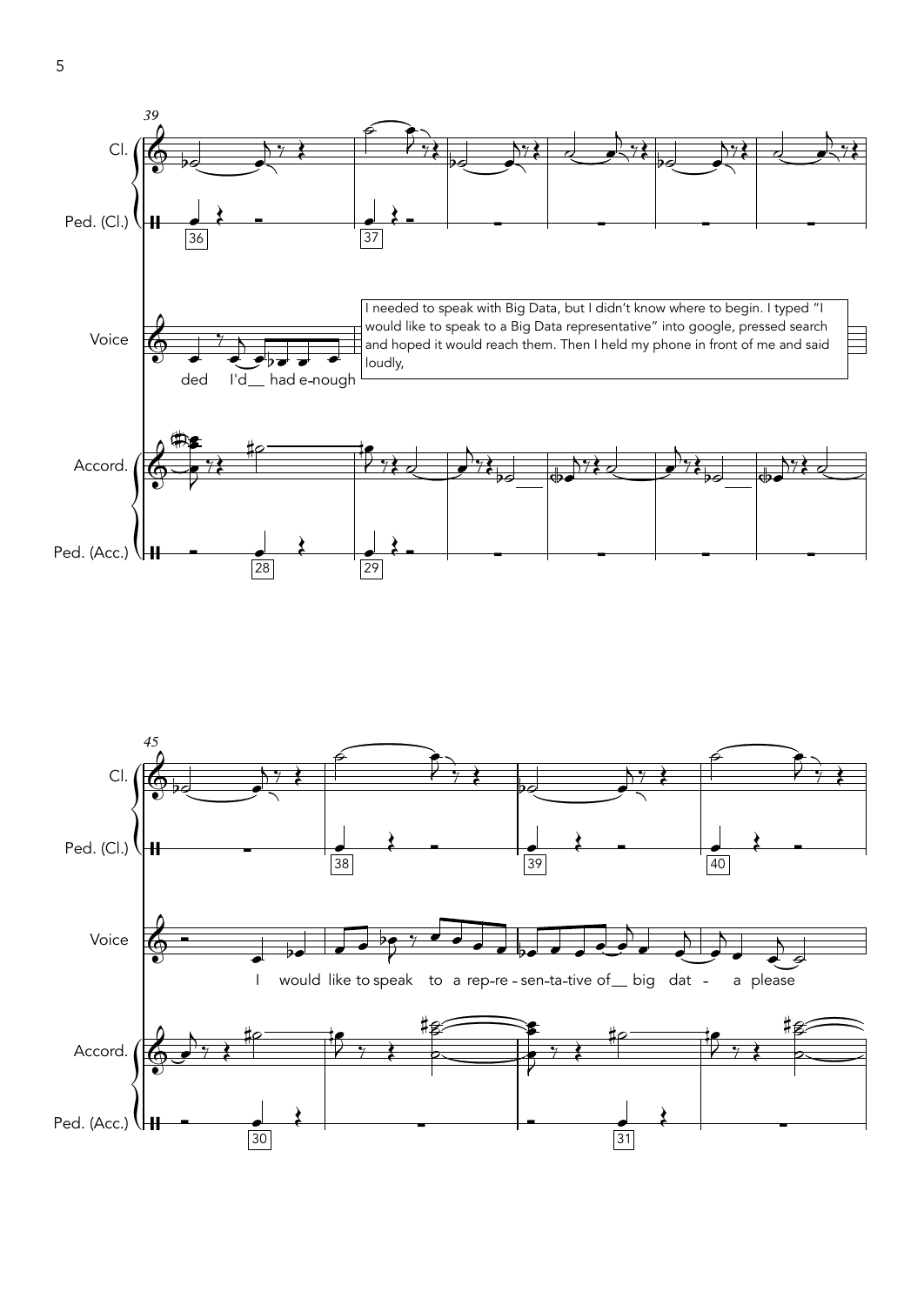I needed to speak with Big Data, but I didn't know where to begin. I typed "I would like to speak to a Big Data representative" into google, pressed search and hoped it would reach them. Then I held my phone in front of me and said loudly,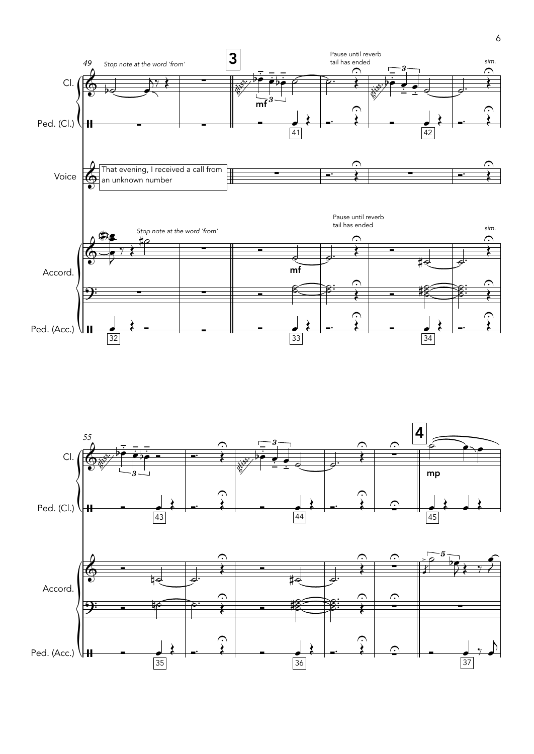49

Stop note at the word 'from'

3

Pause until reverb tail has ended

sim.

Cl.

Ped. (Cl.)

mf

41

42

Voice

That evening, I received a call from an unknown number

Accord.

Stop note at the word 'from'

Pause until reverb tail has ended

sim.

mf

Ped. (Acc.)

32

33

34

55

4

Cl.

mp

Ped. (Cl.)

43

44

45

Accord.

Ped. (Acc.)

35

36

37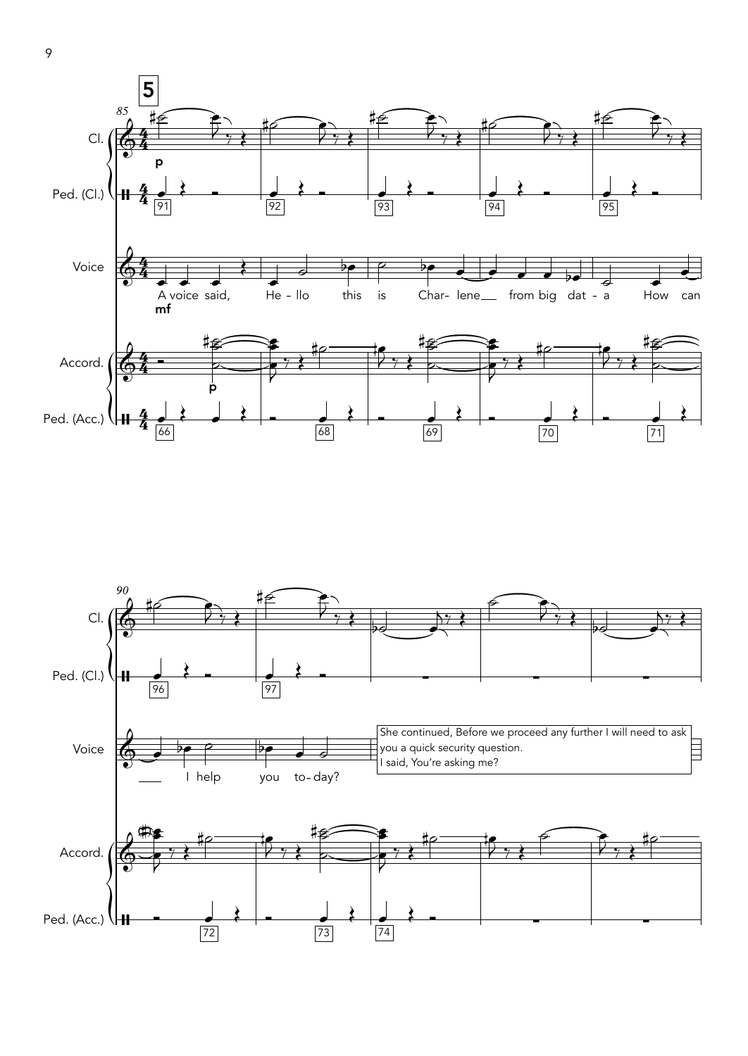**5**

Cl.
Ped. (Cl.)
Voice
Accord.
Ped. (Acc.)

A voice said, He - llo this is Char- lene___ from big dat - a How can ___ I help you to- day?

She continued, Before we proceed any further I will need to ask you a quick security question.
I said, You're asking me?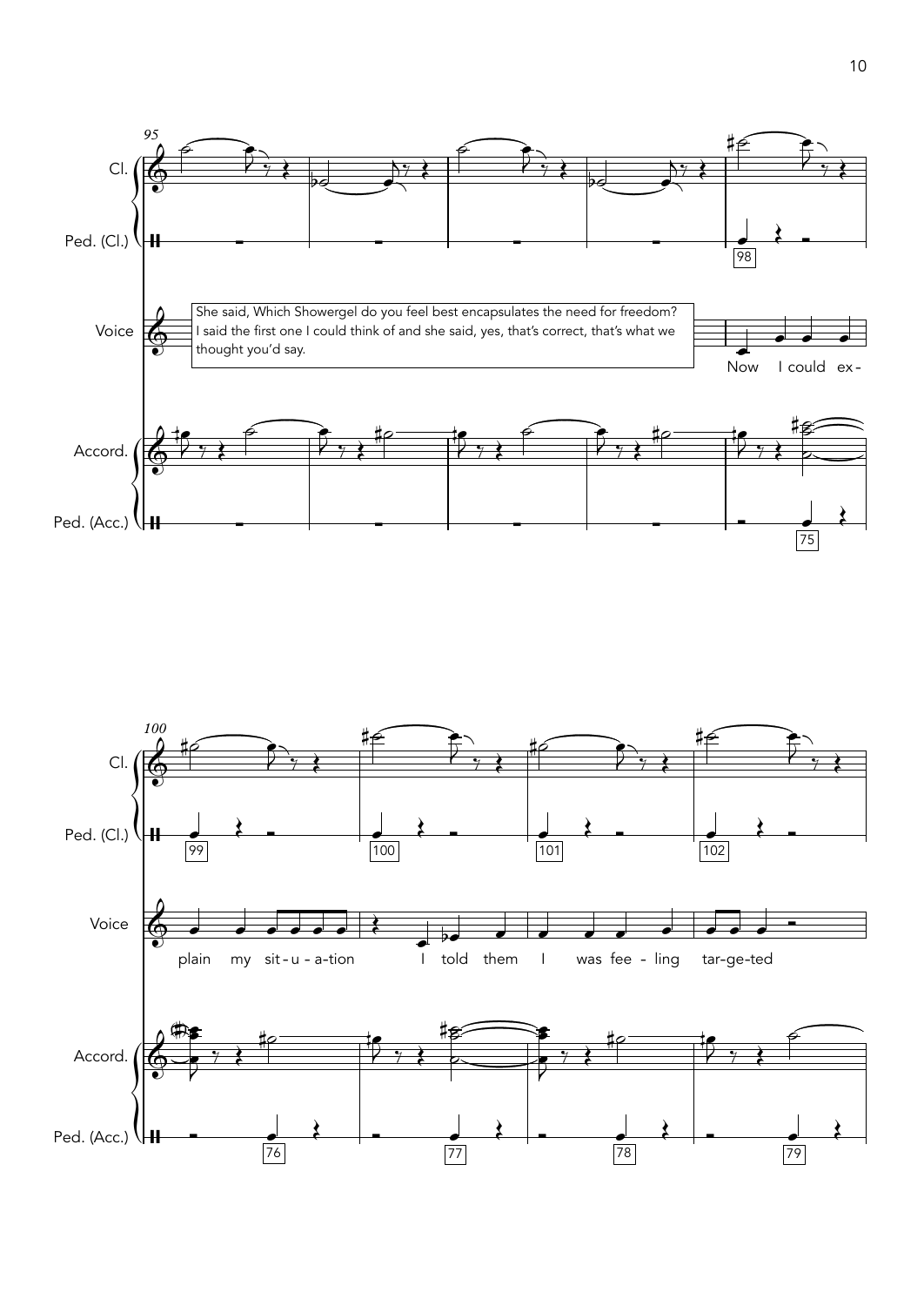She said, Which Showergel do you feel best encapsulates the need for freedom? I said the first one I could think of and she said, yes, that's correct, that's what we thought you'd say.

Now I could ex- plain my sit-u-a-tion I told them I was fee-ling tar-ge-ted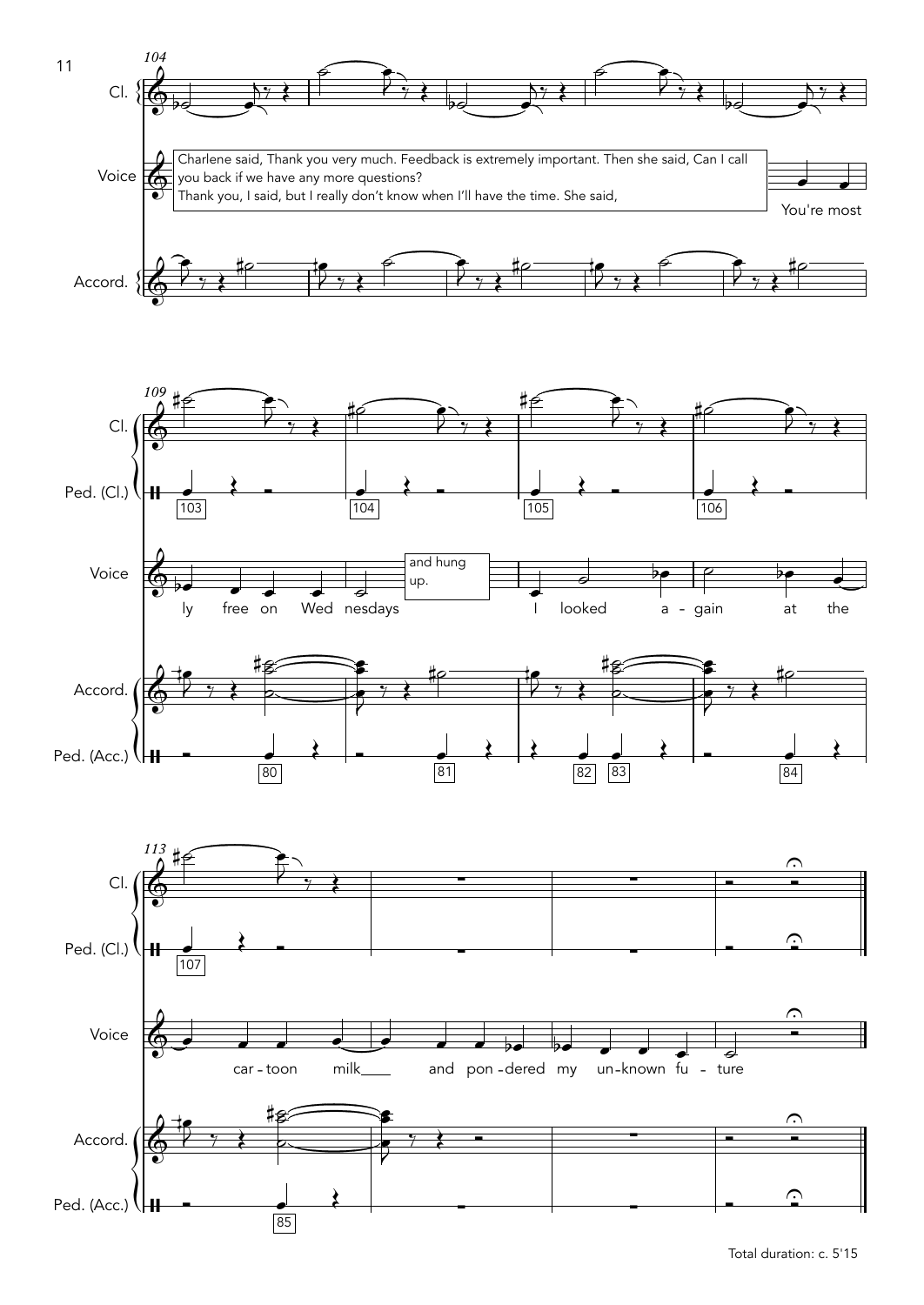Charlene said, Thank you very much. Feedback is extremely important. Then she said, Can I call you back if we have any more questions?
Thank you, I said, but I really don't know when I'll have the time. She said,

You're most ly free on Wed nesdays

and hung up.

I looked a - gain at the car - toon milk\_\_\_\_ and pon - dered my un - known fu - ture

Total duration: c. 5'15